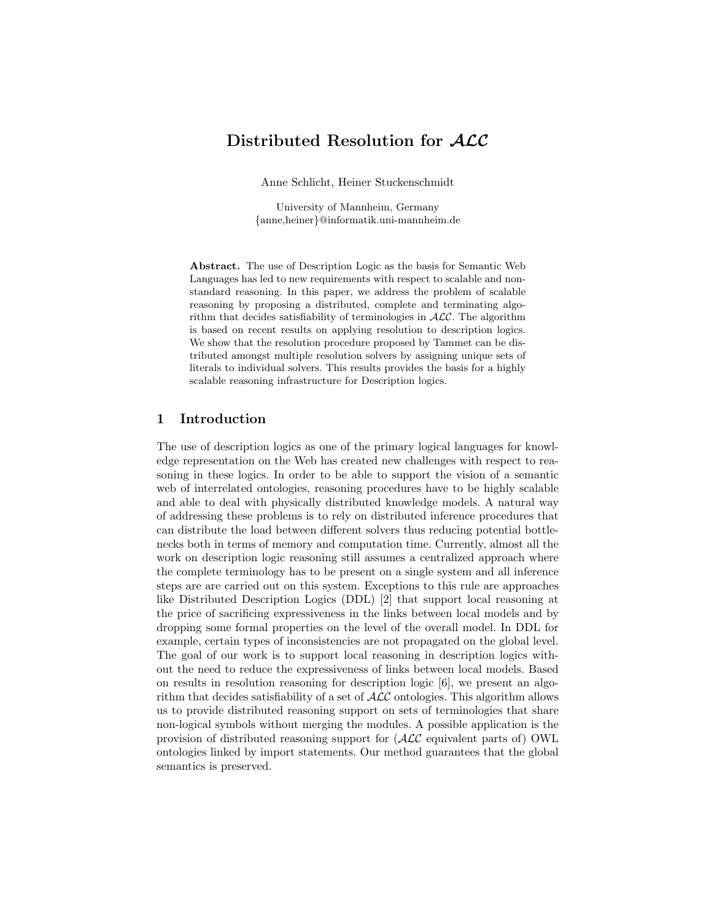# Distributed Resolution for $\mathcal{ALC}$

Anne Schlicht, Heiner Stuckenschmidt

University of Mannheim, Germany
{anne,heiner}@informatik.uni-mannheim.de

**Abstract.** The use of Description Logic as the basis for Semantic Web Languages has led to new requirements with respect to scalable and non-standard reasoning. In this paper, we address the problem of scalable reasoning by proposing a distributed, complete and terminating algorithm that decides satisfiability of terminologies in $\mathcal{ALC}$. The algorithm is based on recent results on applying resolution to description logics. We show that the resolution procedure proposed by Tammet can be distributed amongst multiple resolution solvers by assigning unique sets of literals to individual solvers. This results provides the basis for a highly scalable reasoning infrastructure for Description logics.

## 1 Introduction

The use of description logics as one of the primary logical languages for knowledge representation on the Web has created new challenges with respect to reasoning in these logics. In order to be able to support the vision of a semantic web of interrelated ontologies, reasoning procedures have to be highly scalable and able to deal with physically distributed knowledge models. A natural way of addressing these problems is to rely on distributed inference procedures that can distribute the load between different solvers thus reducing potential bottlenecks both in terms of memory and computation time. Currently, almost all the work on description logic reasoning still assumes a centralized approach where the complete terminology has to be present on a single system and all inference steps are are carried out on this system. Exceptions to this rule are approaches like Distributed Description Logics (DDL) [2] that support local reasoning at the price of sacrificing expressiveness in the links between local models and by dropping some formal properties on the level of the overall model. In DDL for example, certain types of inconsistencies are not propagated on the global level. The goal of our work is to support local reasoning in description logics without the need to reduce the expressiveness of links between local models. Based on results in resolution reasoning for description logic [6], we present an algorithm that decides satisfiability of a set of $\mathcal{ALC}$ ontologies. This algorithm allows us to provide distributed reasoning support on sets of terminologies that share non-logical symbols without merging the modules. A possible application is the provision of distributed reasoning support for ($\mathcal{ALC}$ equivalent parts of) OWL ontologies linked by import statements. Our method guarantees that the global semantics is preserved.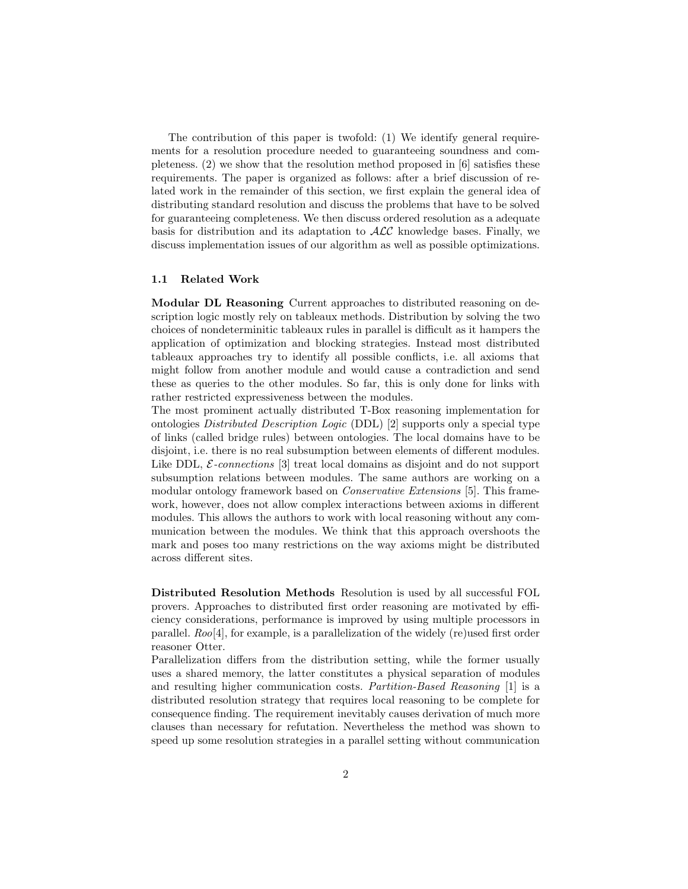The contribution of this paper is twofold: (1) We identify general requirements for a resolution procedure needed to guaranteeing soundness and completeness. (2) we show that the resolution method proposed in [6] satisfies these requirements. The paper is organized as follows: after a brief discussion of related work in the remainder of this section, we first explain the general idea of distributing standard resolution and discuss the problems that have to be solved for guaranteeing completeness. We then discuss ordered resolution as a adequate basis for distribution and its adaptation to $\mathcal{ALC}$ knowledge bases. Finally, we discuss implementation issues of our algorithm as well as possible optimizations.

### 1.1 Related Work

**Modular DL Reasoning** Current approaches to distributed reasoning on description logic mostly rely on tableaux methods. Distribution by solving the two choices of nondeterminitic tableaux rules in parallel is difficult as it hampers the application of optimization and blocking strategies. Instead most distributed tableaux approaches try to identify all possible conflicts, i.e. all axioms that might follow from another module and would cause a contradiction and send these as queries to the other modules. So far, this is only done for links with rather restricted expressiveness between the modules.
The most prominent actually distributed T-Box reasoning implementation for ontologies *Distributed Description Logic* (DDL) [2] supports only a special type of links (called bridge rules) between ontologies. The local domains have to be disjoint, i.e. there is no real subsumption between elements of different modules. Like DDL, $\mathcal{E}$*-connections* [3] treat local domains as disjoint and do not support subsumption relations between modules. The same authors are working on a modular ontology framework based on *Conservative Extensions* [5]. This framework, however, does not allow complex interactions between axioms in different modules. This allows the authors to work with local reasoning without any communication between the modules. We think that this approach overshoots the mark and poses too many restrictions on the way axioms might be distributed across different sites.

**Distributed Resolution Methods** Resolution is used by all successful FOL provers. Approaches to distributed first order reasoning are motivated by efficiency considerations, performance is improved by using multiple processors in parallel. *Roo*[4], for example, is a parallelization of the widely (re)used first order reasoner Otter.
Parallelization differs from the distribution setting, while the former usually uses a shared memory, the latter constitutes a physical separation of modules and resulting higher communication costs. *Partition-Based Reasoning* [1] is a distributed resolution strategy that requires local reasoning to be complete for consequence finding. The requirement inevitably causes derivation of much more clauses than necessary for refutation. Nevertheless the method was shown to speed up some resolution strategies in a parallel setting without communication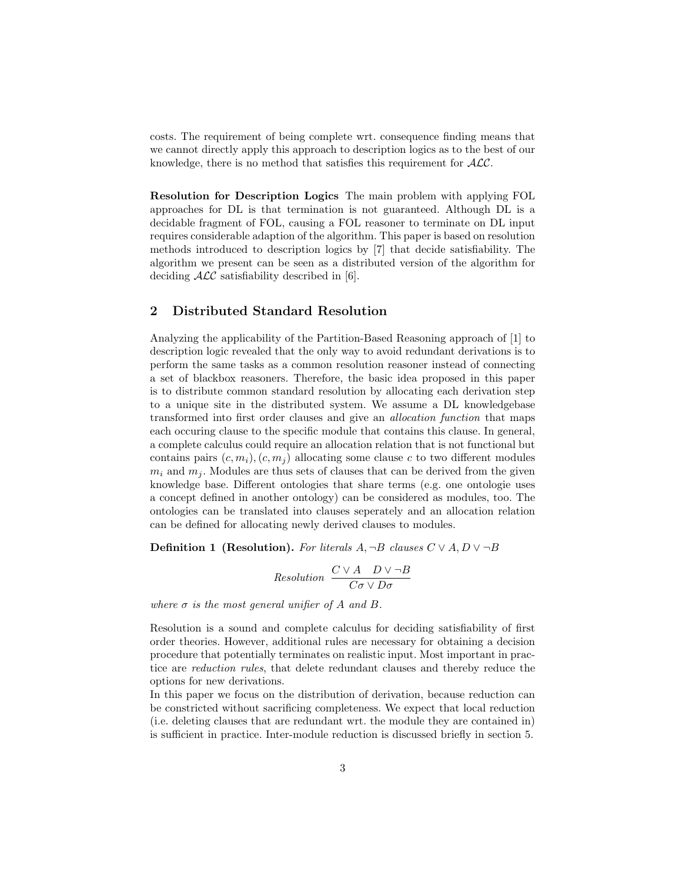costs. The requirement of being complete wrt. consequence finding means that we cannot directly apply this approach to description logics as to the best of our knowledge, there is no method that satisfies this requirement for $\mathcal{ALC}$.

**Resolution for Description Logics** The main problem with applying FOL approaches for DL is that termination is not guaranteed. Although DL is a decidable fragment of FOL, causing a FOL reasoner to terminate on DL input requires considerable adaption of the algorithm. This paper is based on resolution methods introduced to description logics by [7] that decide satisfiability. The algorithm we present can be seen as a distributed version of the algorithm for deciding $\mathcal{ALC}$ satisfiability described in [6].

## 2 Distributed Standard Resolution

Analyzing the applicability of the Partition-Based Reasoning approach of [1] to description logic revealed that the only way to avoid redundant derivations is to perform the same tasks as a common resolution reasoner instead of connecting a set of blackbox reasoners. Therefore, the basic idea proposed in this paper is to distribute common standard resolution by allocating each derivation step to a unique site in the distributed system. We assume a DL knowledgebase transformed into first order clauses and give an *allocation function* that maps each occuring clause to the specific module that contains this clause. In general, a complete calculus could require an allocation relation that is not functional but contains pairs $(c, m_i), (c, m_j)$ allocating some clause $c$ to two different modules $m_i$ and $m_j$. Modules are thus sets of clauses that can be derived from the given knowledge base. Different ontologies that share terms (e.g. one ontologie uses a concept defined in another ontology) can be considered as modules, too. The ontologies can be translated into clauses seperately and an allocation relation can be defined for allocating newly derived clauses to modules.

**Definition 1 (Resolution).** *For literals $A, \neg B$ clauses $C \vee A, D \vee \neg B$*

$$\textit{Resolution} \ \frac{C \vee A \quad D \vee \neg B}{C\sigma \vee D\sigma}$$

*where $\sigma$ is the most general unifier of $A$ and $B$.*

Resolution is a sound and complete calculus for deciding satisfiability of first order theories. However, additional rules are necessary for obtaining a decision procedure that potentially terminates on realistic input. Most important in practice are *reduction rules*, that delete redundant clauses and thereby reduce the options for new derivations.
In this paper we focus on the distribution of derivation, because reduction can be constricted without sacrificing completeness. We expect that local reduction (i.e. deleting clauses that are redundant wrt. the module they are contained in) is sufficient in practice. Inter-module reduction is discussed briefly in section 5.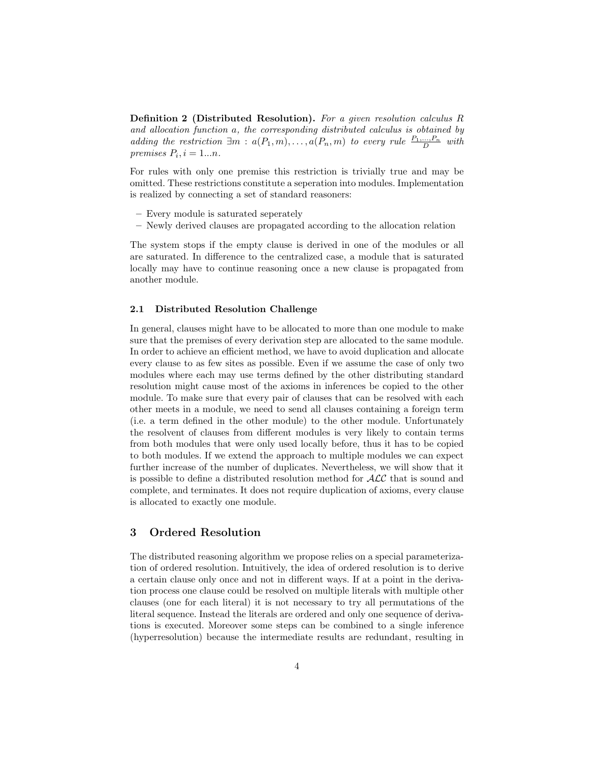**Definition 2 (Distributed Resolution).** *For a given resolution calculus $R$ and allocation function $a$, the corresponding distributed calculus is obtained by adding the restriction $\exists m : a(P_1, m), \ldots, a(P_n, m)$ to every rule $\frac{P_1, \ldots, P_n}{D}$ with premises $P_i, i = 1...n$.*

For rules with only one premise this restriction is trivially true and may be omitted. These restrictions constitute a seperation into modules. Implementation is realized by connecting a set of standard reasoners:

- Every module is saturated seperately
- Newly derived clauses are propagated according to the allocation relation

The system stops if the empty clause is derived in one of the modules or all are saturated. In difference to the centralized case, a module that is saturated locally may have to continue reasoning once a new clause is propagated from another module.

### 2.1 Distributed Resolution Challenge

In general, clauses might have to be allocated to more than one module to make sure that the premises of every derivation step are allocated to the same module. In order to achieve an efficient method, we have to avoid duplication and allocate every clause to as few sites as possible. Even if we assume the case of only two modules where each may use terms defined by the other distributing standard resolution might cause most of the axioms in inferences be copied to the other module. To make sure that every pair of clauses that can be resolved with each other meets in a module, we need to send all clauses containing a foreign term (i.e. a term defined in the other module) to the other module. Unfortunately the resolvent of clauses from different modules is very likely to contain terms from both modules that were only used locally before, thus it has to be copied to both modules. If we extend the approach to multiple modules we can expect further increase of the number of duplicates. Nevertheless, we will show that it is possible to define a distributed resolution method for $\mathcal{ALC}$ that is sound and complete, and terminates. It does not require duplication of axioms, every clause is allocated to exactly one module.

## 3 Ordered Resolution

The distributed reasoning algorithm we propose relies on a special parameterization of ordered resolution. Intuitively, the idea of ordered resolution is to derive a certain clause only once and not in different ways. If at a point in the derivation process one clause could be resolved on multiple literals with multiple other clauses (one for each literal) it is not necessary to try all permutations of the literal sequence. Instead the literals are ordered and only one sequence of derivations is executed. Moreover some steps can be combined to a single inference (hyperresolution) because the intermediate results are redundant, resulting in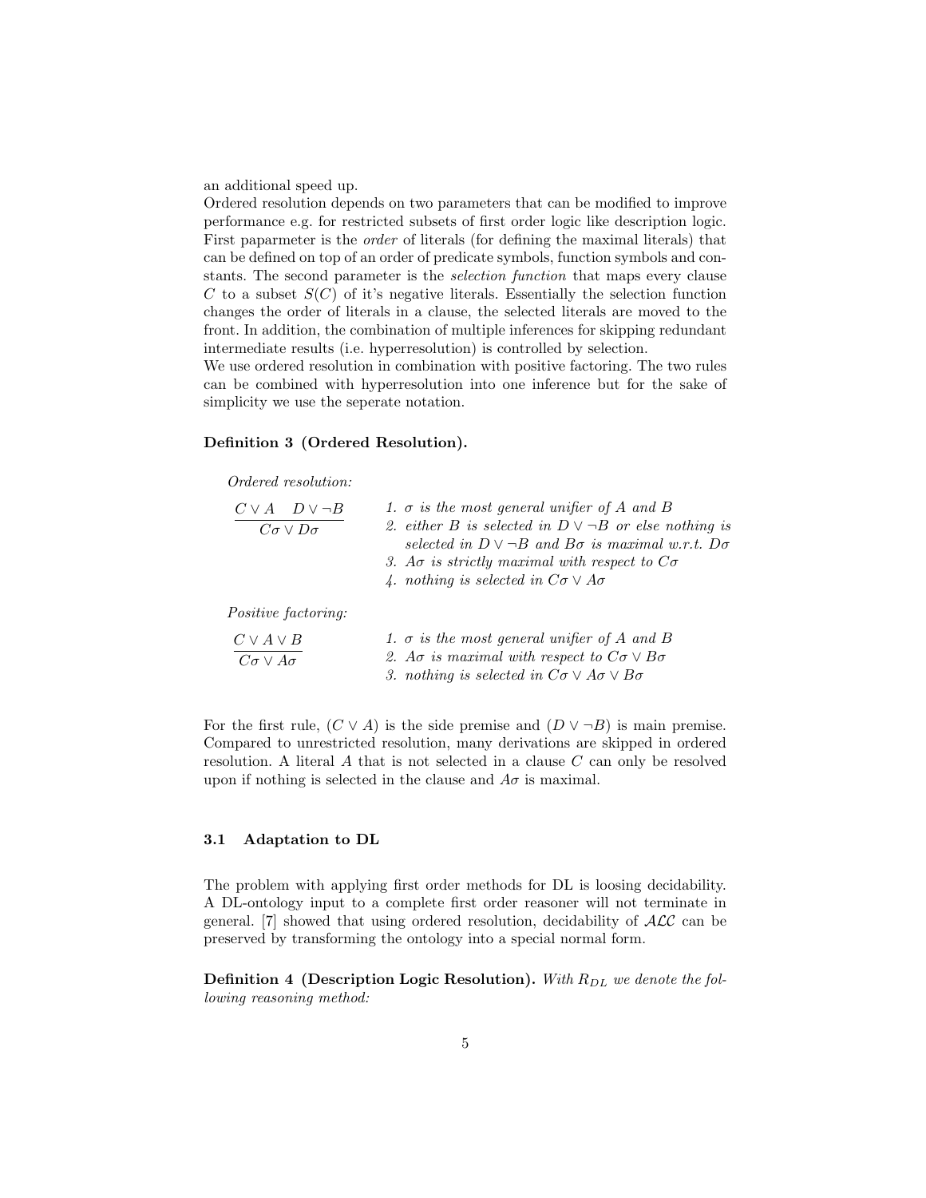an additional speed up.
Ordered resolution depends on two parameters that can be modified to improve performance e.g. for restricted subsets of first order logic like description logic. First papameter is the *order* of literals (for defining the maximal literals) that can be defined on top of an order of predicate symbols, function symbols and constants. The second parameter is the *selection function* that maps every clause $C$ to a subset $S(C)$ of it's negative literals. Essentially the selection function changes the order of literals in a clause, the selected literals are moved to the front. In addition, the combination of multiple inferences for skipping redundant intermediate results (i.e. hyperresolution) is controlled by selection.
We use ordered resolution in combination with positive factoring. The two rules can be combined with hyperresolution into one inference but for the sake of simplicity we use the seperate notation.

**Definition 3 (Ordered Resolution).**

*Ordered resolution:*

$$\frac{C \vee A \quad D \vee \neg B}{C\sigma \vee D\sigma}$$

1. *$\sigma$ is the most general unifier of $A$ and $B$*
2. *either $B$ is selected in $D \vee \neg B$ or else nothing is selected in $D \vee \neg B$ and $B\sigma$ is maximal w.r.t. $D\sigma$*
3. *$A\sigma$ is strictly maximal with respect to $C\sigma$*
4. *nothing is selected in $C\sigma \vee A\sigma$*

*Positive factoring:*

$$\frac{C \vee A \vee B}{C\sigma \vee A\sigma}$$

1. *$\sigma$ is the most general unifier of $A$ and $B$*
2. *$A\sigma$ is maximal with respect to $C\sigma \vee B\sigma$*
3. *nothing is selected in $C\sigma \vee A\sigma \vee B\sigma$*

For the first rule, $(C \vee A)$ is the side premise and $(D \vee \neg B)$ is main premise. Compared to unrestricted resolution, many derivations are skipped in ordered resolution. A literal $A$ that is not selected in a clause $C$ can only be resolved upon if nothing is selected in the clause and $A\sigma$ is maximal.

### 3.1 Adaptation to DL

The problem with applying first order methods for DL is loosing decidability. A DL-ontology input to a complete first order reasoner will not terminate in general. [7] showed that using ordered resolution, decidability of $\mathcal{ALC}$ can be preserved by transforming the ontology into a special normal form.

**Definition 4 (Description Logic Resolution).** *With $R_{DL}$ we denote the following reasoning method:*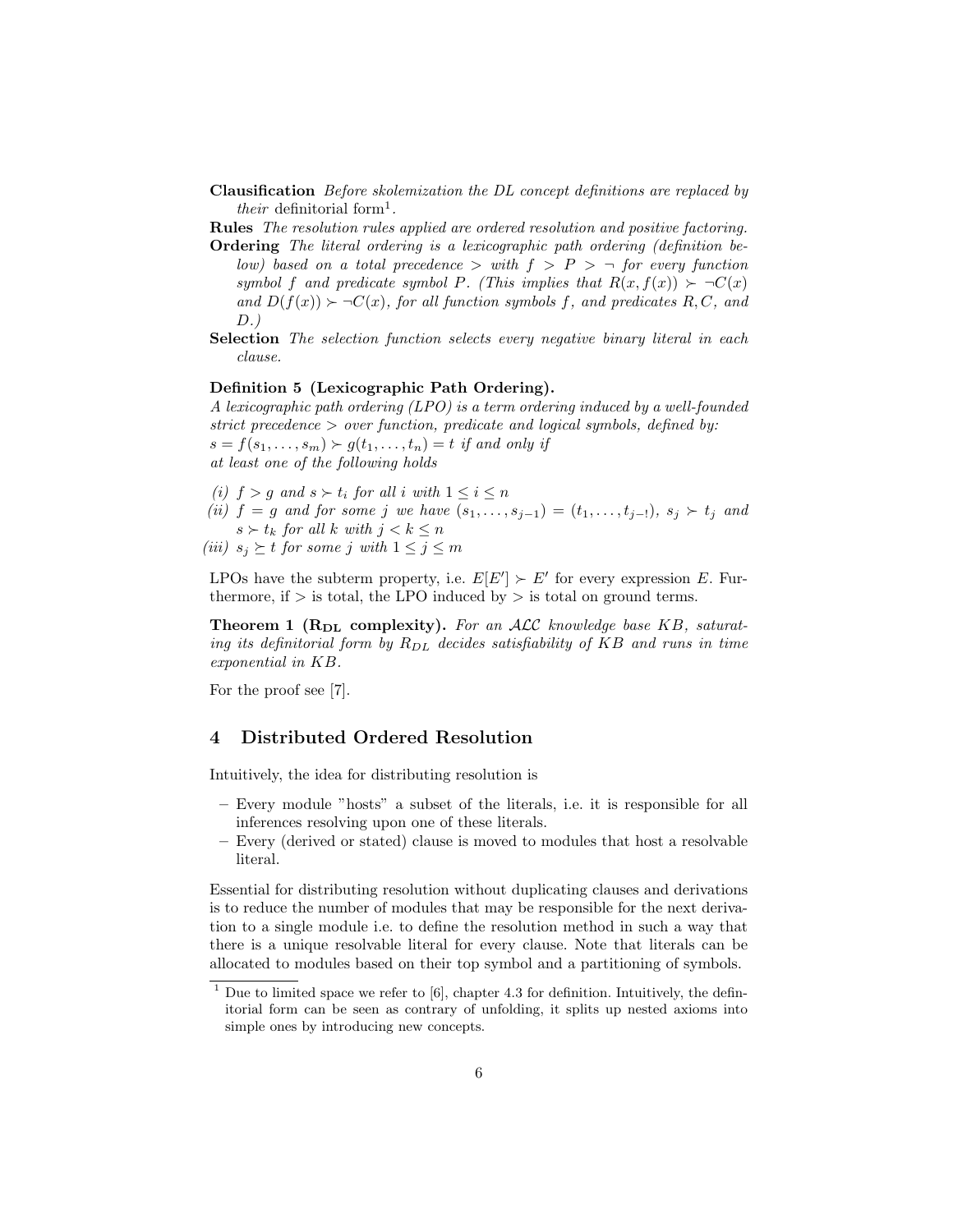**Clausification** *Before skolemization the DL concept definitions are replaced by their* definitorial form[1].

**Rules** *The resolution rules applied are ordered resolution and positive factoring.*

**Ordering** *The literal ordering is a lexicographic path ordering (definition below) based on a total precedence $>$ with $f > P > \neg$ for every function symbol $f$ and predicate symbol $P$. (This implies that $R(x, f(x)) \succ \neg C(x)$ and $D(f(x)) \succ \neg C(x)$, for all function symbols $f$, and predicates $R, C$, and $D$.)*

**Selection** *The selection function selects every negative binary literal in each clause.*

**Definition 5 (Lexicographic Path Ordering).**
*A lexicographic path ordering (LPO) is a term ordering induced by a well-founded strict precedence $>$ over function, predicate and logical symbols, defined by:*
$s = f(s_1, \ldots, s_m) \succ g(t_1, \ldots, t_n) = t$ *if and only if at least one of the following holds*

*(i)* $f > g$ *and* $s \succ t_i$ *for all* $i$ *with* $1 \leq i \leq n$

*(ii)* $f = g$ *and for some* $j$ *we have* $(s_1, \ldots, s_{j-1}) = (t_1, \ldots, t_{j-!})$, $s_j \succ t_j$ *and* $s \succ t_k$ *for all* $k$ *with* $j < k \leq n$

*(iii)* $s_j \succeq t$ *for some* $j$ *with* $1 \leq j \leq m$

LPOs have the subterm property, i.e. $E[E'] \succ E'$ for every expression $E$. Furthermore, if $>$ is total, the LPO induced by $>$ is total on ground terms.

**Theorem 1 ($\mathbf{R_{DL}}$ complexity).** *For an $\mathcal{ALC}$ knowledge base $KB$, saturating its definitorial form by $R_{DL}$ decides satisfiability of $KB$ and runs in time exponential in $KB$.*

For the proof see [7].

## 4 Distributed Ordered Resolution

Intuitively, the idea for distributing resolution is

- Every module "hosts" a subset of the literals, i.e. it is responsible for all inferences resolving upon one of these literals.
- Every (derived or stated) clause is moved to modules that host a resolvable literal.

Essential for distributing resolution without duplicating clauses and derivations is to reduce the number of modules that may be responsible for the next derivation to a single module i.e. to define the resolution method in such a way that there is a unique resolvable literal for every clause. Note that literals can be allocated to modules based on their top symbol and a partitioning of symbols.

[1] Due to limited space we refer to [6], chapter 4.3 for definition. Intuitively, the definitorial form can be seen as contrary of unfolding, it splits up nested axioms into simple ones by introducing new concepts.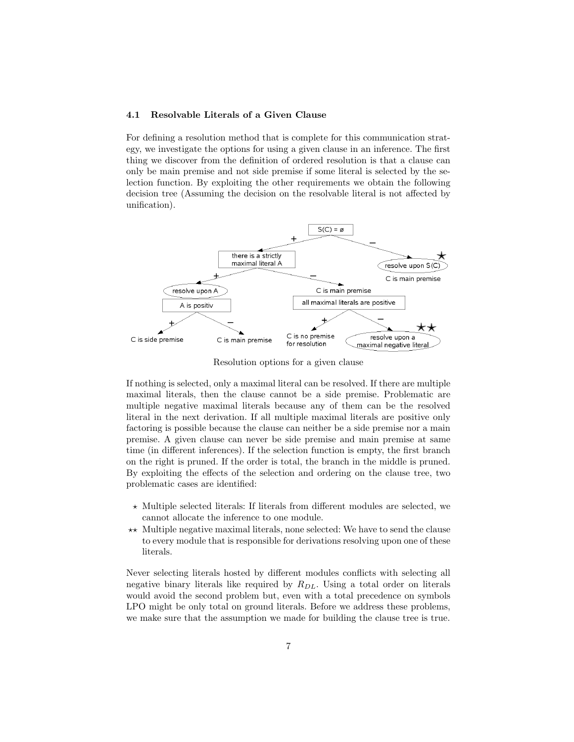### 4.1 Resolvable Literals of a Given Clause

For defining a resolution method that is complete for this communication strategy, we investigate the options for using a given clause in an inference. The first thing we discover from the definition of ordered resolution is that a clause can only be main premise and not side premise if some literal is selected by the selection function. By exploiting the other requirements we obtain the following decision tree (Assuming the decision on the resolvable literal is not affected by unification).

Resolution options for a given clause

If nothing is selected, only a maximal literal can be resolved. If there are multiple maximal literals, then the clause cannot be a side premise. Problematic are multiple negative maximal literals because any of them can be the resolved literal in the next derivation. If all multiple maximal literals are positive only factoring is possible because the clause can neither be a side premise nor a main premise. A given clause can never be side premise and main premise at same time (in different inferences). If the selection function is empty, the first branch on the right is pruned. If the order is total, the branch in the middle is pruned. By exploiting the effects of the selection and ordering on the clause tree, two problematic cases are identified:

- $\star$ Multiple selected literals: If literals from different modules are selected, we cannot allocate the inference to one module.
- $\star\star$ Multiple negative maximal literals, none selected: We have to send the clause to every module that is responsible for derivations resolving upon one of these literals.

Never selecting literals hosted by different modules conflicts with selecting all negative binary literals like required by $R_{DL}$. Using a total order on literals would avoid the second problem but, even with a total precedence on symbols LPO might be only total on ground literals. Before we address these problems, we make sure that the assumption we made for building the clause tree is true.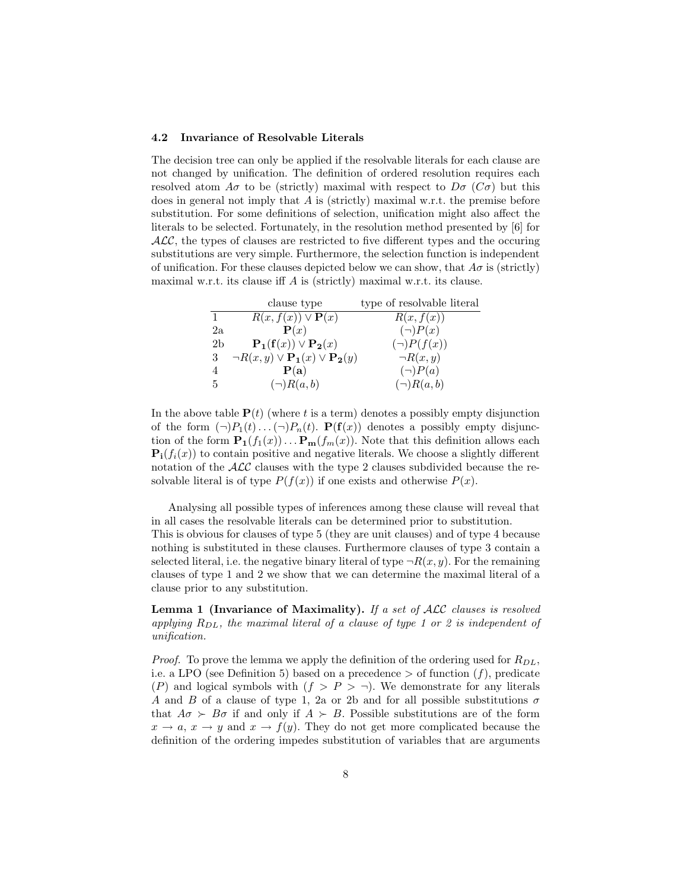### 4.2 Invariance of Resolvable Literals

The decision tree can only be applied if the resolvable literals for each clause are not changed by unification. The definition of ordered resolution requires each resolved atom $A\sigma$ to be (strictly) maximal with respect to $D\sigma$ ($C\sigma$) but this does in general not imply that $A$ is (strictly) maximal w.r.t. the premise before substitution. For some definitions of selection, unification might also affect the literals to be selected. Fortunately, in the resolution method presented by [6] for $\mathcal{ALC}$, the types of clauses are restricted to five different types and the occuring substitutions are very simple. Furthermore, the selection function is independent of unification. For these clauses depicted below we can show, that $A\sigma$ is (strictly) maximal w.r.t. its clause iff $A$ is (strictly) maximal w.r.t. its clause.

| | clause type | type of resolvable literal |
|---|---|---|
| 1 | $R(x, f(x)) \vee \mathbf{P}(x)$ | $R(x, f(x))$ |
| 2a | $\mathbf{P}(x)$ | $(\neg)P(x)$ |
| 2b | $\mathbf{P_1}(\mathbf{f}(x)) \vee \mathbf{P_2}(x)$ | $(\neg)P(f(x))$ |
| 3 | $\neg R(x, y) \vee \mathbf{P_1}(x) \vee \mathbf{P_2}(y)$ | $\neg R(x, y)$ |
| 4 | $\mathbf{P}(\mathbf{a})$ | $(\neg)P(a)$ |
| 5 | $(\neg)R(a, b)$ | $(\neg)R(a, b)$ |

In the above table $\mathbf{P}(t)$ (where $t$ is a term) denotes a possibly empty disjunction of the form $(\neg)P_1(t) \ldots (\neg)P_n(t)$. $\mathbf{P}(\mathbf{f}(x))$ denotes a possibly empty disjunction of the form $\mathbf{P_1}(f_1(x)) \ldots \mathbf{P_m}(f_m(x))$. Note that this definition allows each $\mathbf{P_i}(f_i(x))$ to contain positive and negative literals. We choose a slightly different notation of the $\mathcal{ALC}$ clauses with the type 2 clauses subdivided because the resolvable literal is of type $P(f(x))$ if one exists and otherwise $P(x)$.

Analysing all possible types of inferences among these clause will reveal that in all cases the resolvable literals can be determined prior to substitution.
This is obvious for clauses of type 5 (they are unit clauses) and of type 4 because nothing is substituted in these clauses. Furthermore clauses of type 3 contain a selected literal, i.e. the negative binary literal of type $\neg R(x, y)$. For the remaining clauses of type 1 and 2 we show that we can determine the maximal literal of a clause prior to any substitution.

**Lemma 1 (Invariance of Maximality).** *If a set of $\mathcal{ALC}$ clauses is resolved applying $R_{DL}$, the maximal literal of a clause of type 1 or 2 is independent of unification.*

*Proof.* To prove the lemma we apply the definition of the ordering used for $R_{DL}$, i.e. a LPO (see Definition 5) based on a precedence $>$ of function ($f$), predicate ($P$) and logical symbols with ($f > P > \neg$). We demonstrate for any literals $A$ and $B$ of a clause of type 1, 2a or 2b and for all possible substitutions $\sigma$ that $A\sigma \succ B\sigma$ if and only if $A \succ B$. Possible substitutions are of the form $x \rightarrow a$, $x \rightarrow y$ and $x \rightarrow f(y)$. They do not get more complicated because the definition of the ordering impedes substitution of variables that are arguments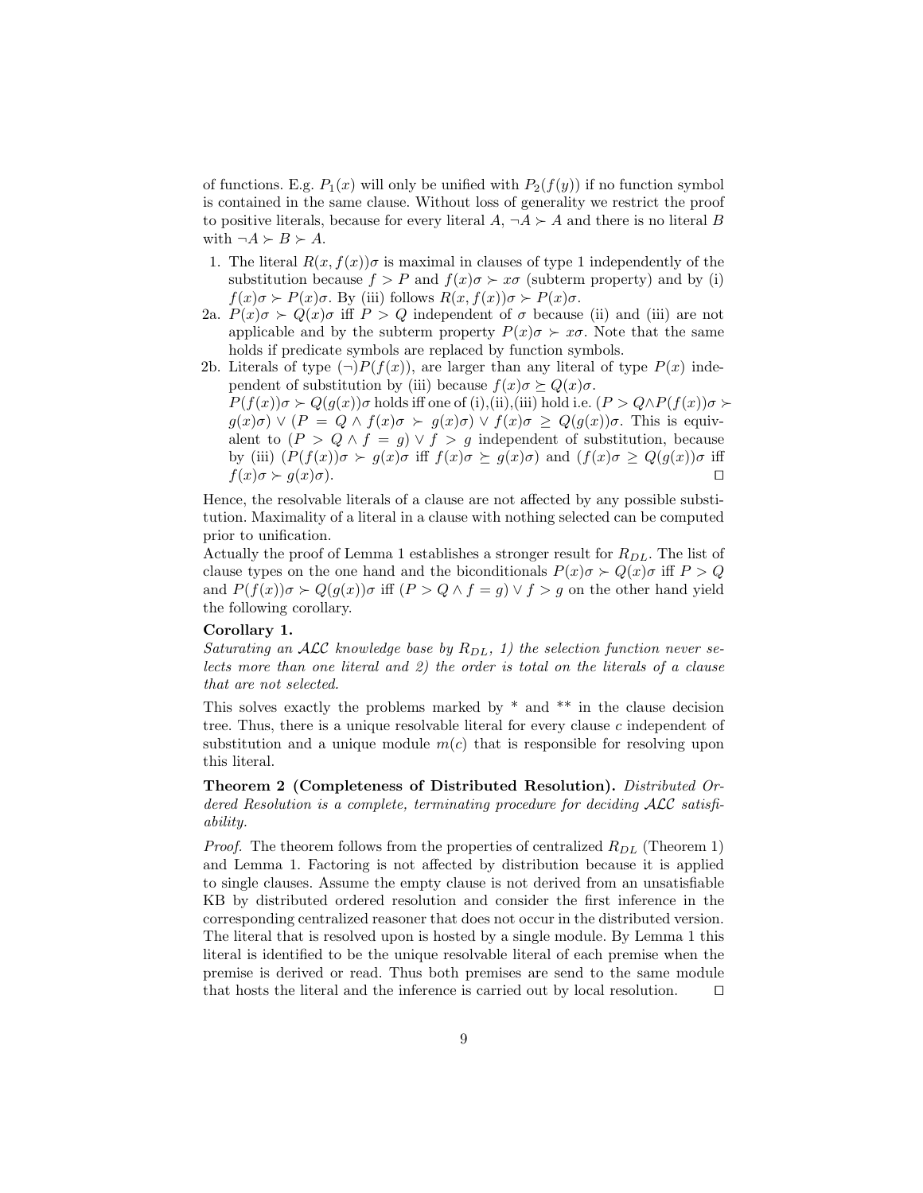of functions. E.g. $P_1(x)$ will only be unified with $P_2(f(y))$ if no function symbol is contained in the same clause. Without loss of generality we restrict the proof to positive literals, because for every literal $A$, $\neg A \succ A$ and there is no literal $B$ with $\neg A \succ B \succ A$.

1. The literal $R(x, f(x))\sigma$ is maximal in clauses of type 1 independently of the substitution because $f > P$ and $f(x)\sigma \succ x\sigma$ (subterm property) and by (i) $f(x)\sigma \succ P(x)\sigma$. By (iii) follows $R(x, f(x))\sigma \succ P(x)\sigma$.

2a. $P(x)\sigma \succ Q(x)\sigma$ iff $P > Q$ independent of $\sigma$ because (ii) and (iii) are not applicable and by the subterm property $P(x)\sigma \succ x\sigma$. Note that the same holds if predicate symbols are replaced by function symbols.

2b. Literals of type $(\neg)P(f(x))$, are larger than any literal of type $P(x)$ independent of substitution by (iii) because $f(x)\sigma \succeq Q(x)\sigma$.
$P(f(x))\sigma \succ Q(g(x))\sigma$ holds iff one of (i),(ii),(iii) hold i.e. $(P > Q \wedge P(f(x))\sigma \succ g(x)\sigma) \vee (P = Q \wedge f(x)\sigma \succ g(x)\sigma) \vee f(x)\sigma \geq Q(g(x))\sigma$. This is equivalent to $(P > Q \wedge f = g) \vee f > g$ independent of substitution, because by (iii) $(P(f(x))\sigma \succ g(x)\sigma$ iff $f(x)\sigma \succeq g(x)\sigma)$ and $(f(x)\sigma \geq Q(g(x))\sigma$ iff $f(x)\sigma \succ g(x)\sigma)$. ◻

Hence, the resolvable literals of a clause are not affected by any possible substitution. Maximality of a literal in a clause with nothing selected can be computed prior to unification.

Actually the proof of Lemma 1 establishes a stronger result for $R_{DL}$. The list of clause types on the one hand and the biconditionals $P(x)\sigma \succ Q(x)\sigma$ iff $P > Q$ and $P(f(x))\sigma \succ Q(g(x))\sigma$ iff $(P > Q \wedge f = g) \vee f > g$ on the other hand yield the following corollary.

**Corollary 1.**
*Saturating an $\mathcal{ALC}$ knowledge base by $R_{DL}$, 1) the selection function never selects more than one literal and 2) the order is total on the literals of a clause that are not selected.*

This solves exactly the problems marked by * and ** in the clause decision tree. Thus, there is a unique resolvable literal for every clause $c$ independent of substitution and a unique module $m(c)$ that is responsible for resolving upon this literal.

**Theorem 2 (Completeness of Distributed Resolution).** *Distributed Ordered Resolution is a complete, terminating procedure for deciding $\mathcal{ALC}$ satisfiability.*

*Proof.* The theorem follows from the properties of centralized $R_{DL}$ (Theorem 1) and Lemma 1. Factoring is not affected by distribution because it is applied to single clauses. Assume the empty clause is not derived from an unsatisfiable KB by distributed ordered resolution and consider the first inference in the corresponding centralized reasoner that does not occur in the distributed version. The literal that is resolved upon is hosted by a single module. By Lemma 1 this literal is identified to be the unique resolvable literal of each premise when the premise is derived or read. Thus both premises are send to the same module that hosts the literal and the inference is carried out by local resolution. ◻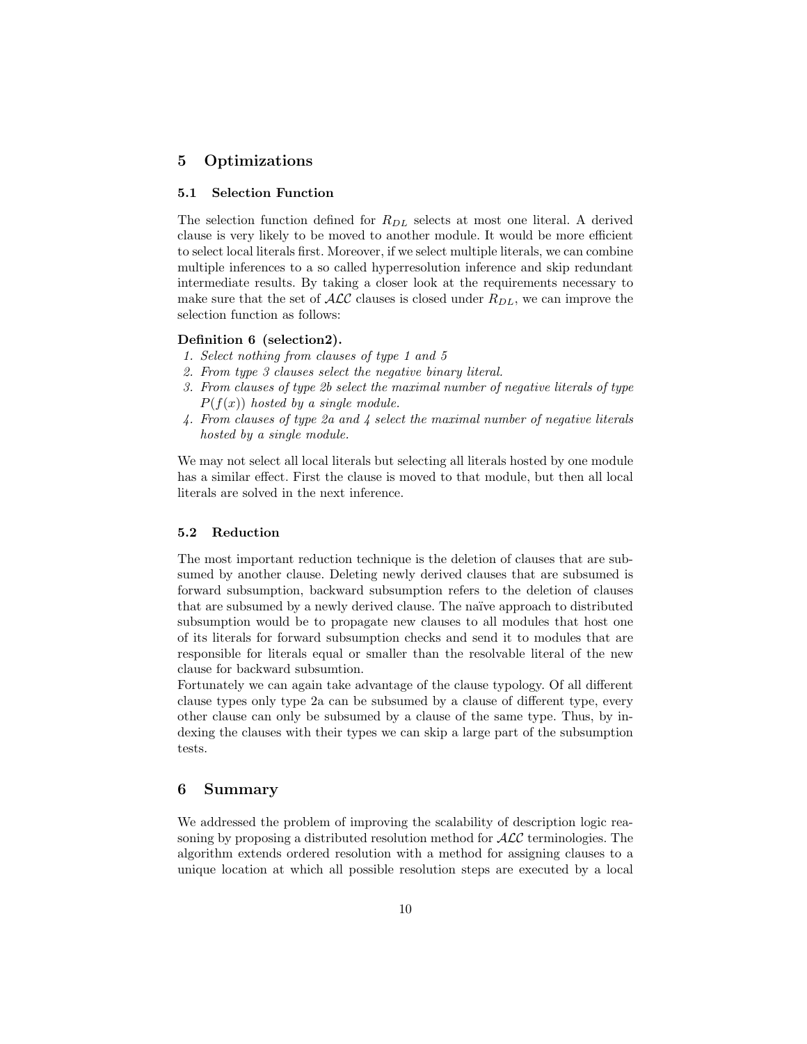## 5 Optimizations

### 5.1 Selection Function

The selection function defined for $R_{DL}$ selects at most one literal. A derived clause is very likely to be moved to another module. It would be more efficient to select local literals first. Moreover, if we select multiple literals, we can combine multiple inferences to a so called hyperresolution inference and skip redundant intermediate results. By taking a closer look at the requirements necessary to make sure that the set of $\mathcal{ALC}$ clauses is closed under $R_{DL}$, we can improve the selection function as follows:

**Definition 6 (selection2).**

1. *Select nothing from clauses of type 1 and 5*
2. *From type 3 clauses select the negative binary literal.*
3. *From clauses of type 2b select the maximal number of negative literals of type $P(f(x))$ hosted by a single module.*
4. *From clauses of type 2a and 4 select the maximal number of negative literals hosted by a single module.*

We may not select all local literals but selecting all literals hosted by one module has a similar effect. First the clause is moved to that module, but then all local literals are solved in the next inference.

### 5.2 Reduction

The most important reduction technique is the deletion of clauses that are subsumed by another clause. Deleting newly derived clauses that are subsumed is forward subsumption, backward subsumption refers to the deletion of clauses that are subsumed by a newly derived clause. The naïve approach to distributed subsumption would be to propagate new clauses to all modules that host one of its literals for forward subsumption checks and send it to modules that are responsible for literals equal or smaller than the resolvable literal of the new clause for backward subsumtion.
Fortunately we can again take advantage of the clause typology. Of all different clause types only type 2a can be subsumed by a clause of different type, every other clause can only be subsumed by a clause of the same type. Thus, by indexing the clauses with their types we can skip a large part of the subsumption tests.

## 6 Summary

We addressed the problem of improving the scalability of description logic reasoning by proposing a distributed resolution method for $\mathcal{ALC}$ terminologies. The algorithm extends ordered resolution with a method for assigning clauses to a unique location at which all possible resolution steps are executed by a local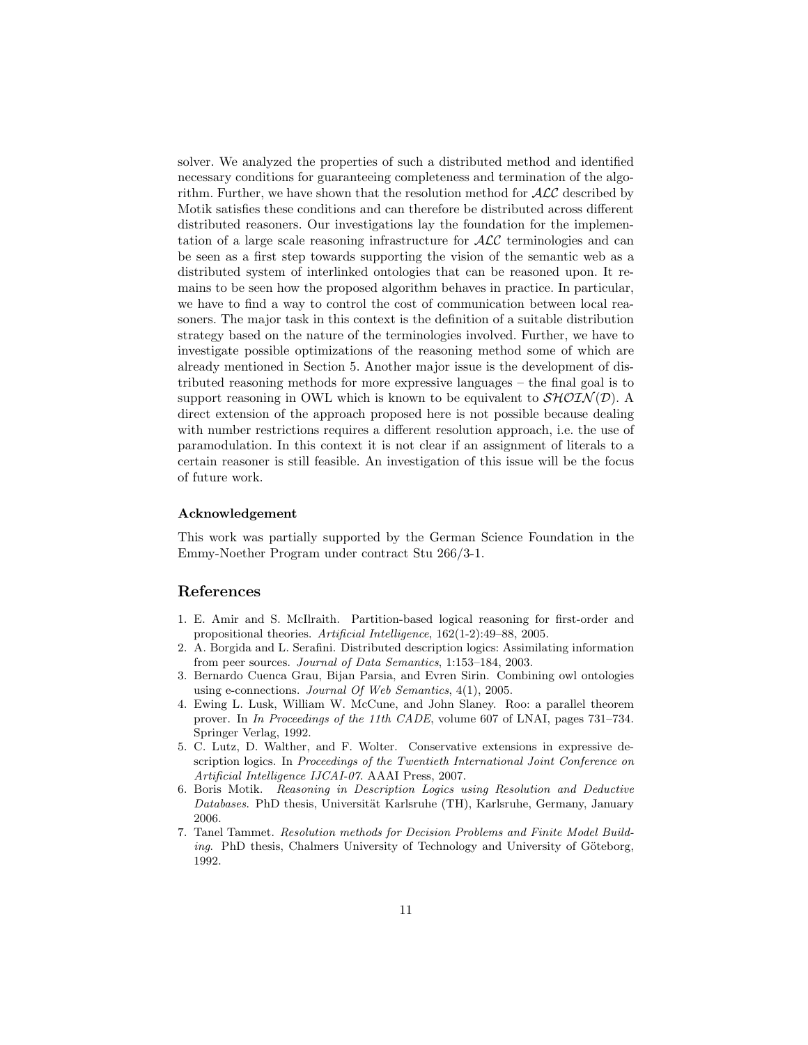solver. We analyzed the properties of such a distributed method and identified necessary conditions for guaranteeing completeness and termination of the algorithm. Further, we have shown that the resolution method for $\mathcal{ALC}$ described by Motik satisfies these conditions and can therefore be distributed across different distributed reasoners. Our investigations lay the foundation for the implementation of a large scale reasoning infrastructure for $\mathcal{ALC}$ terminologies and can be seen as a first step towards supporting the vision of the semantic web as a distributed system of interlinked ontologies that can be reasoned upon. It remains to be seen how the proposed algorithm behaves in practice. In particular, we have to find a way to control the cost of communication between local reasoners. The major task in this context is the definition of a suitable distribution strategy based on the nature of the terminologies involved. Further, we have to investigate possible optimizations of the reasoning method some of which are already mentioned in Section 5. Another major issue is the development of distributed reasoning methods for more expressive languages – the final goal is to support reasoning in OWL which is known to be equivalent to $\mathcal{SHOIN}(\mathcal{D})$. A direct extension of the approach proposed here is not possible because dealing with number restrictions requires a different resolution approach, i.e. the use of paramodulation. In this context it is not clear if an assignment of literals to a certain reasoner is still feasible. An investigation of this issue will be the focus of future work.

#### Acknowledgement

This work was partially supported by the German Science Foundation in the Emmy-Noether Program under contract Stu 266/3-1.

## References

1. E. Amir and S. McIlraith. Partition-based logical reasoning for first-order and propositional theories. *Artificial Intelligence*, 162(1-2):49–88, 2005.
2. A. Borgida and L. Serafini. Distributed description logics: Assimilating information from peer sources. *Journal of Data Semantics*, 1:153–184, 2003.
3. Bernardo Cuenca Grau, Bijan Parsia, and Evren Sirin. Combining owl ontologies using e-connections. *Journal Of Web Semantics*, 4(1), 2005.
4. Ewing L. Lusk, William W. McCune, and John Slaney. Roo: a parallel theorem prover. In *In Proceedings of the 11th CADE*, volume 607 of LNAI, pages 731–734. Springer Verlag, 1992.
5. C. Lutz, D. Walther, and F. Wolter. Conservative extensions in expressive description logics. In *Proceedings of the Twentieth International Joint Conference on Artificial Intelligence IJCAI-07*. AAAI Press, 2007.
6. Boris Motik. *Reasoning in Description Logics using Resolution and Deductive Databases*. PhD thesis, Universität Karlsruhe (TH), Karlsruhe, Germany, January 2006.
7. Tanel Tammet. *Resolution methods for Decision Problems and Finite Model Building*. PhD thesis, Chalmers University of Technology and University of Göteborg, 1992.